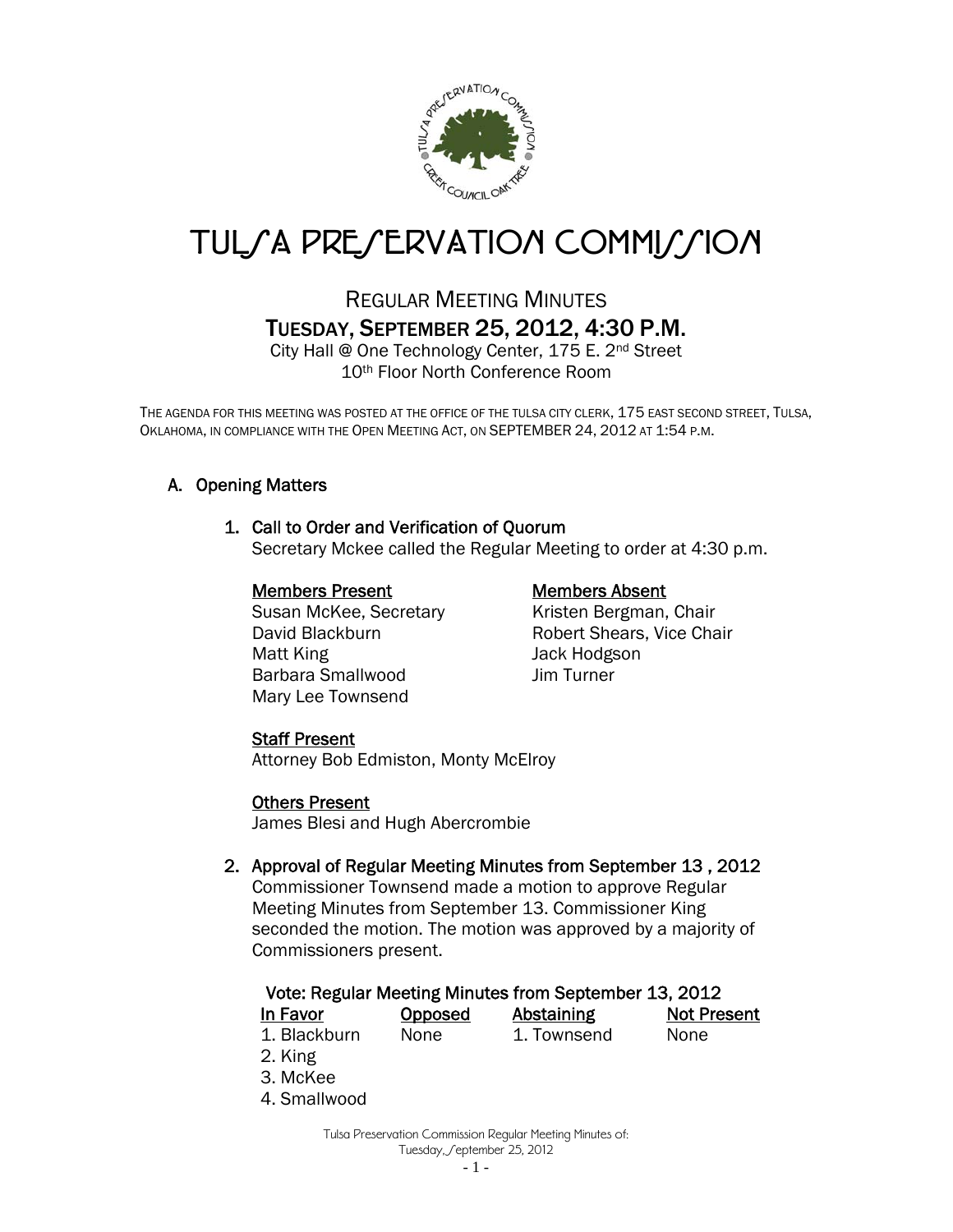# TULSA PRESERVATION COMMISSION

## REGULAR MEETING MINUTES
## TUESDAY, SEPTEMBER 25, 2012, 4:30 P.M.

City Hall @ One Technology Center, 175 E. 2nd Street
10th Floor North Conference Room

THE AGENDA FOR THIS MEETING WAS POSTED AT THE OFFICE OF THE TULSA CITY CLERK, 175 EAST SECOND STREET, TULSA, OKLAHOMA, IN COMPLIANCE WITH THE OPEN MEETING ACT, ON SEPTEMBER 24, 2012 AT 1:54 P.M.

### A. Opening Matters

#### 1. Call to Order and Verification of Quorum

Secretary Mckee called the Regular Meeting to order at 4:30 p.m.

| Members Present | Members Absent |
|---|---|
| Susan McKee, Secretary | Kristen Bergman, Chair |
| David Blackburn | Robert Shears, Vice Chair |
| Matt King | Jack Hodgson |
| Barbara Smallwood | Jim Turner |
| Mary Lee Townsend | |

**Staff Present**
Attorney Bob Edmiston, Monty McElroy

**Others Present**
James Blesi and Hugh Abercrombie

#### 2. Approval of Regular Meeting Minutes from September 13 , 2012

Commissioner Townsend made a motion to approve Regular Meeting Minutes from September 13. Commissioner King seconded the motion. The motion was approved by a majority of Commissioners present.

**Vote: Regular Meeting Minutes from September 13, 2012**

| In Favor | Opposed | Abstaining | Not Present |
|---|---|---|---|
| 1. Blackburn | None | 1. Townsend | None |
| 2. King | | | |
| 3. McKee | | | |
| 4. Smallwood | | | |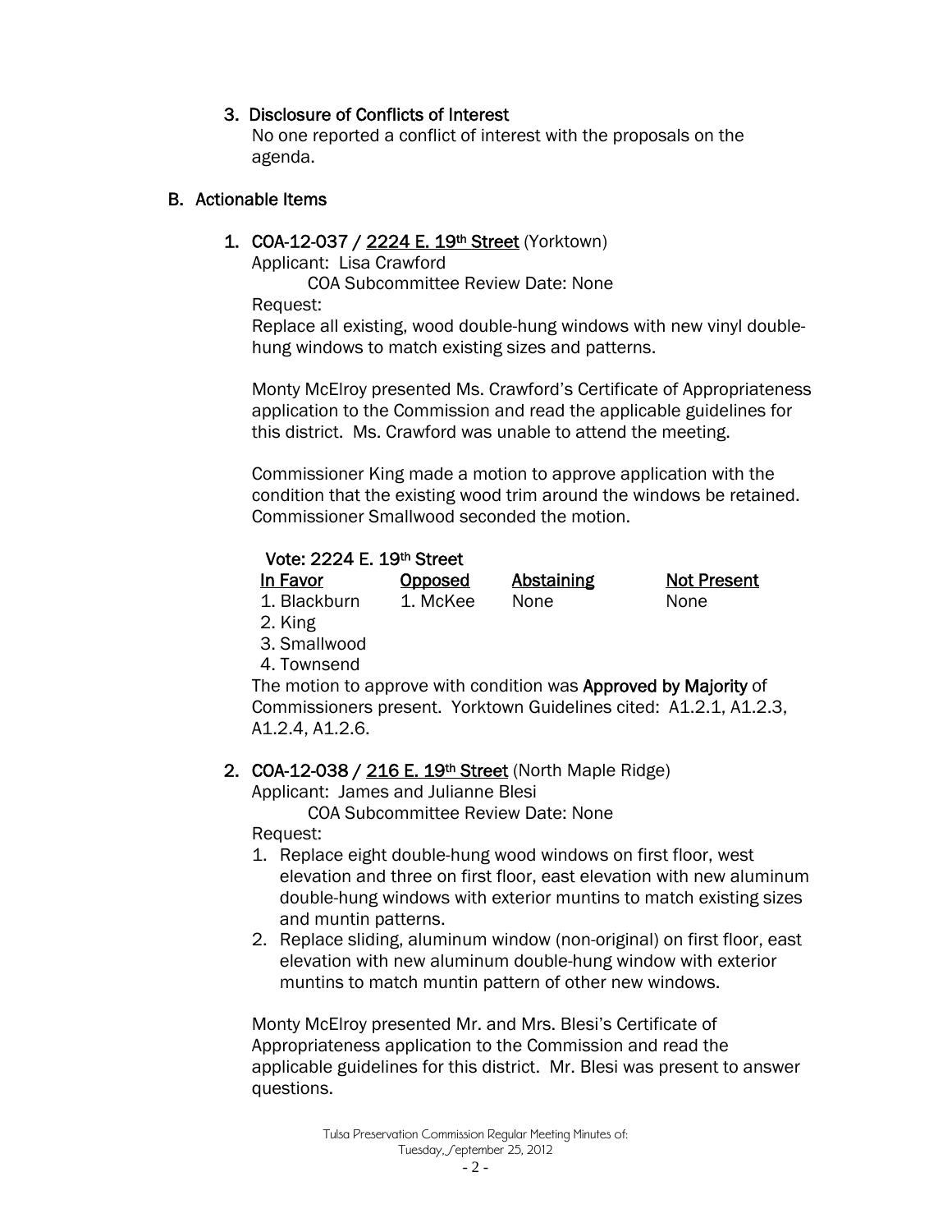3. Disclosure of Conflicts of Interest

   No one reported a conflict of interest with the proposals on the agenda.

## B. Actionable Items

1. **COA-12-037 / 2224 E. 19th Street** (Yorktown)

   Applicant: Lisa Crawford

   COA Subcommittee Review Date: None

   Request:

   Replace all existing, wood double-hung windows with new vinyl double-hung windows to match existing sizes and patterns.

   Monty McElroy presented Ms. Crawford's Certificate of Appropriateness application to the Commission and read the applicable guidelines for this district. Ms. Crawford was unable to attend the meeting.

   Commissioner King made a motion to approve application with the condition that the existing wood trim around the windows be retained. Commissioner Smallwood seconded the motion.

   Vote: 2224 E. 19th Street

   | In Favor | Opposed | Abstaining | Not Present |
   |---|---|---|---|
   | 1. Blackburn | 1. McKee | None | None |
   | 2. King | | | |
   | 3. Smallwood | | | |
   | 4. Townsend | | | |

   The motion to approve with condition was **Approved by Majority** of Commissioners present. Yorktown Guidelines cited: A1.2.1, A1.2.3, A1.2.4, A1.2.6.

2. **COA-12-038 / 216 E. 19th Street** (North Maple Ridge)

   Applicant: James and Julianne Blesi

   COA Subcommittee Review Date: None

   Request:

   1. Replace eight double-hung wood windows on first floor, west elevation and three on first floor, east elevation with new aluminum double-hung windows with exterior muntins to match existing sizes and muntin patterns.
   2. Replace sliding, aluminum window (non-original) on first floor, east elevation with new aluminum double-hung window with exterior muntins to match muntin pattern of other new windows.

   Monty McElroy presented Mr. and Mrs. Blesi's Certificate of Appropriateness application to the Commission and read the applicable guidelines for this district. Mr. Blesi was present to answer questions.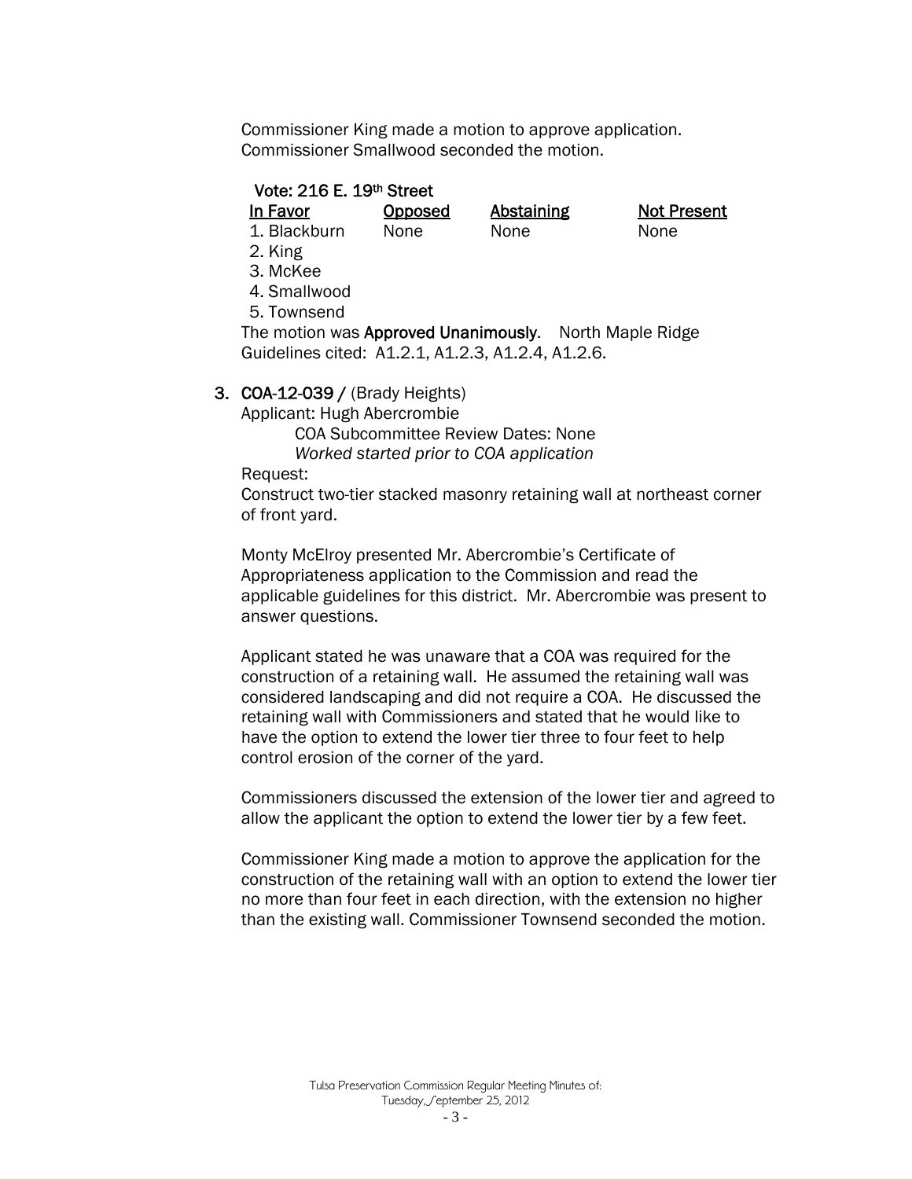Commissioner King made a motion to approve application. Commissioner Smallwood seconded the motion.

**Vote: 216 E. 19th Street**

| In Favor | Opposed | Abstaining | Not Present |
|---|---|---|---|
| 1. Blackburn | None | None | None |
| 2. King | | | |
| 3. McKee | | | |
| 4. Smallwood | | | |
| 5. Townsend | | | |

The motion was **Approved Unanimously**. North Maple Ridge Guidelines cited: A1.2.1, A1.2.3, A1.2.4, A1.2.6.

3. **COA-12-039 /** (Brady Heights)

Applicant: Hugh Abercrombie

COA Subcommittee Review Dates: None

*Worked started prior to COA application*

Request:

Construct two-tier stacked masonry retaining wall at northeast corner of front yard.

Monty McElroy presented Mr. Abercrombie's Certificate of Appropriateness application to the Commission and read the applicable guidelines for this district. Mr. Abercrombie was present to answer questions.

Applicant stated he was unaware that a COA was required for the construction of a retaining wall. He assumed the retaining wall was considered landscaping and did not require a COA. He discussed the retaining wall with Commissioners and stated that he would like to have the option to extend the lower tier three to four feet to help control erosion of the corner of the yard.

Commissioners discussed the extension of the lower tier and agreed to allow the applicant the option to extend the lower tier by a few feet.

Commissioner King made a motion to approve the application for the construction of the retaining wall with an option to extend the lower tier no more than four feet in each direction, with the extension no higher than the existing wall. Commissioner Townsend seconded the motion.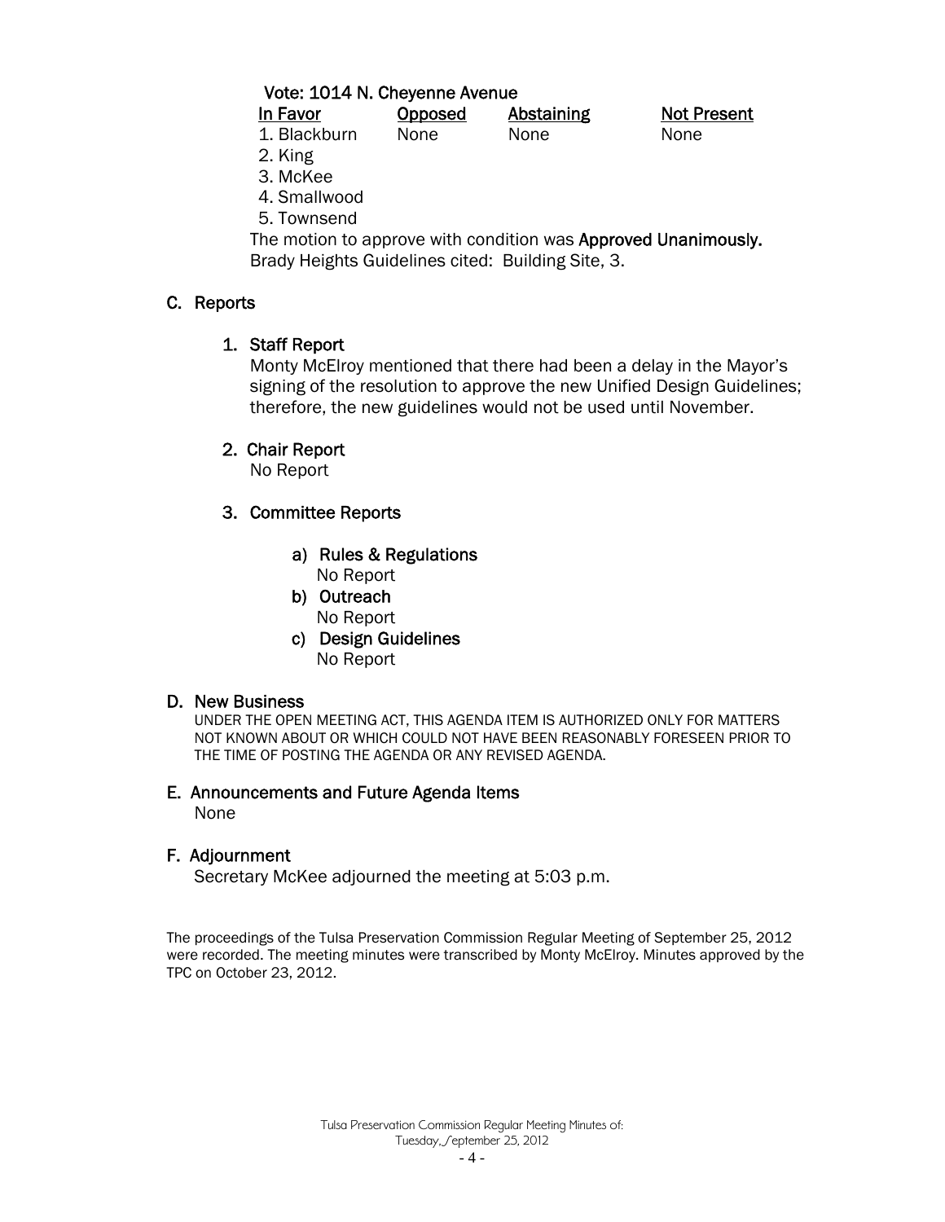**Vote: 1014 N. Cheyenne Avenue**

| In Favor | Opposed | Abstaining | Not Present |
|---|---|---|---|
| 1. Blackburn | None | None | None |
| 2. King | | | |
| 3. McKee | | | |
| 4. Smallwood | | | |
| 5. Townsend | | | |

The motion to approve with condition was **Approved Unanimously.**
Brady Heights Guidelines cited: Building Site, 3.

## C. Reports

### 1. Staff Report

Monty McElroy mentioned that there had been a delay in the Mayor's signing of the resolution to approve the new Unified Design Guidelines; therefore, the new guidelines would not be used until November.

### 2. Chair Report

No Report

### 3. Committee Reports

**a) Rules & Regulations**
No Report

**b) Outreach**
No Report

**c) Design Guidelines**
No Report

## D. New Business

UNDER THE OPEN MEETING ACT, THIS AGENDA ITEM IS AUTHORIZED ONLY FOR MATTERS NOT KNOWN ABOUT OR WHICH COULD NOT HAVE BEEN REASONABLY FORESEEN PRIOR TO THE TIME OF POSTING THE AGENDA OR ANY REVISED AGENDA.

## E. Announcements and Future Agenda Items

None

## F. Adjournment

Secretary McKee adjourned the meeting at 5:03 p.m.

The proceedings of the Tulsa Preservation Commission Regular Meeting of September 25, 2012 were recorded. The meeting minutes were transcribed by Monty McElroy. Minutes approved by the TPC on October 23, 2012.